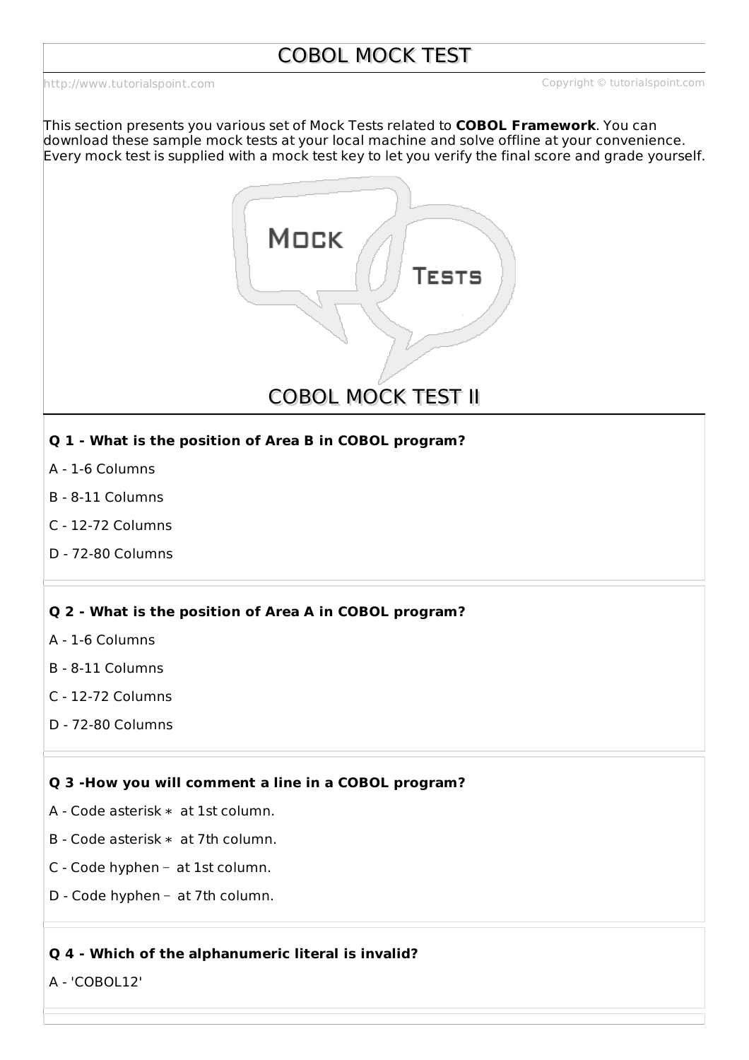# COBOL MOCK TEST

http://www.tutorialspoint.com Copyright © tutorialspoint.com

This section presents you various set of Mock Tests related to **COBOL Framework**. You can download these sample mock tests at your local machine and solve offline at your convenience. Every mock test is supplied with a mock test key to let you verify the final score and grade yourself.

## COBOL MOCK TEST II

**Q 1 - What is the position of Area B in COBOL program?**

A - 1-6 Columns

B - 8-11 Columns

C - 12-72 Columns

D - 72-80 Columns

**Q 2 - What is the position of Area A in COBOL program?**

A - 1-6 Columns

B - 8-11 Columns

C - 12-72 Columns

D - 72-80 Columns

**Q 3 -How you will comment a line in a COBOL program?**

A - Code asterisk * at 1st column.

B - Code asterisk * at 7th column.

C - Code hyphen − at 1st column.

D - Code hyphen − at 7th column.

**Q 4 - Which of the alphanumeric literal is invalid?**

A - 'COBOL12'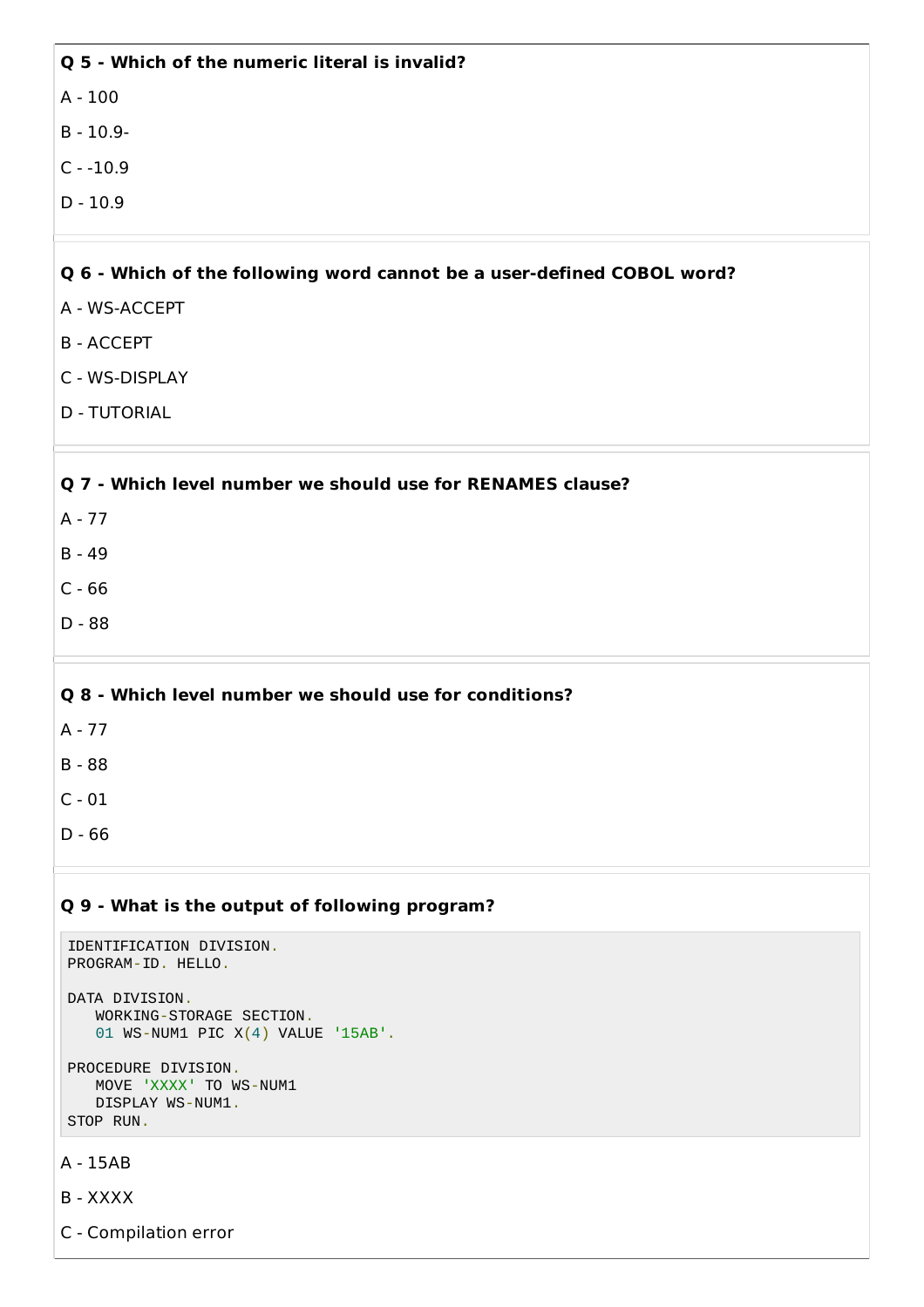**Q 5 - Which of the numeric literal is invalid?**

A - 100

B - 10.9-

C - -10.9

D - 10.9

**Q 6 - Which of the following word cannot be a user-defined COBOL word?**

A - WS-ACCEPT

B - ACCEPT

C - WS-DISPLAY

D - TUTORIAL

**Q 7 - Which level number we should use for RENAMES clause?**

A - 77

B - 49

C - 66

D - 88

**Q 8 - Which level number we should use for conditions?**

A - 77

B - 88

C - 01

D - 66

**Q 9 - What is the output of following program?**

```
IDENTIFICATION DIVISION.
PROGRAM-ID. HELLO.

DATA DIVISION.
   WORKING-STORAGE SECTION.
   01 WS-NUM1 PIC X(4) VALUE '15AB'.

PROCEDURE DIVISION.
   MOVE 'XXXX' TO WS-NUM1
   DISPLAY WS-NUM1.
STOP RUN.
```

A - 15AB

B - XXXX

C - Compilation error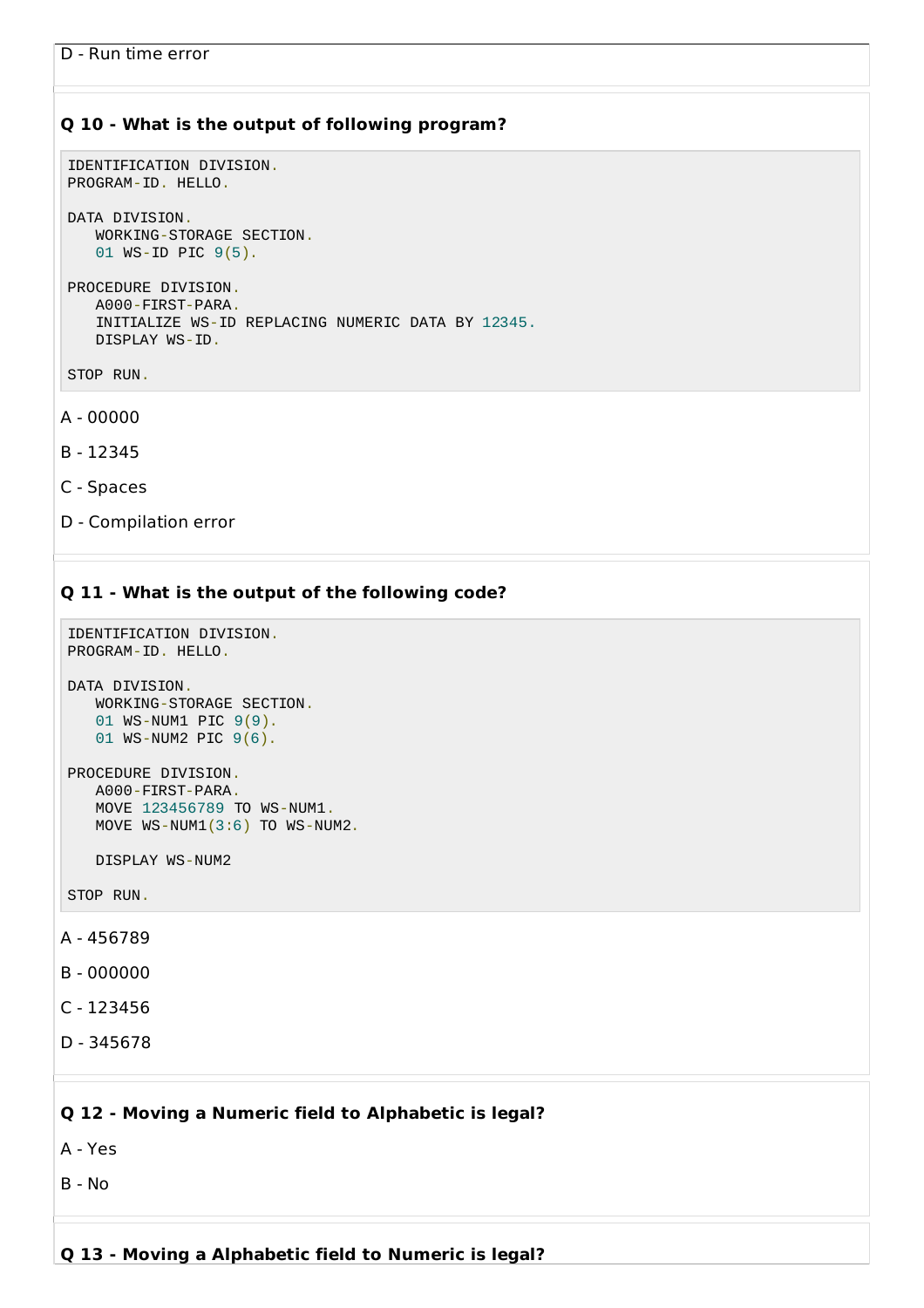D - Run time error

**Q 10 - What is the output of following program?**

```
IDENTIFICATION DIVISION.
PROGRAM-ID. HELLO.

DATA DIVISION.
   WORKING-STORAGE SECTION.
   01 WS-ID PIC 9(5).

PROCEDURE DIVISION.
   A000-FIRST-PARA.
   INITIALIZE WS-ID REPLACING NUMERIC DATA BY 12345.
   DISPLAY WS-ID.

STOP RUN.
```

A - 00000

B - 12345

C - Spaces

D - Compilation error

**Q 11 - What is the output of the following code?**

```
IDENTIFICATION DIVISION.
PROGRAM-ID. HELLO.

DATA DIVISION.
   WORKING-STORAGE SECTION.
   01 WS-NUM1 PIC 9(9).
   01 WS-NUM2 PIC 9(6).

PROCEDURE DIVISION.
   A000-FIRST-PARA.
   MOVE 123456789 TO WS-NUM1.
   MOVE WS-NUM1(3:6) TO WS-NUM2.

   DISPLAY WS-NUM2

STOP RUN.
```

A - 456789

B - 000000

C - 123456

D - 345678

**Q 12 - Moving a Numeric field to Alphabetic is legal?**

A - Yes

B - No

**Q 13 - Moving a Alphabetic field to Numeric is legal?**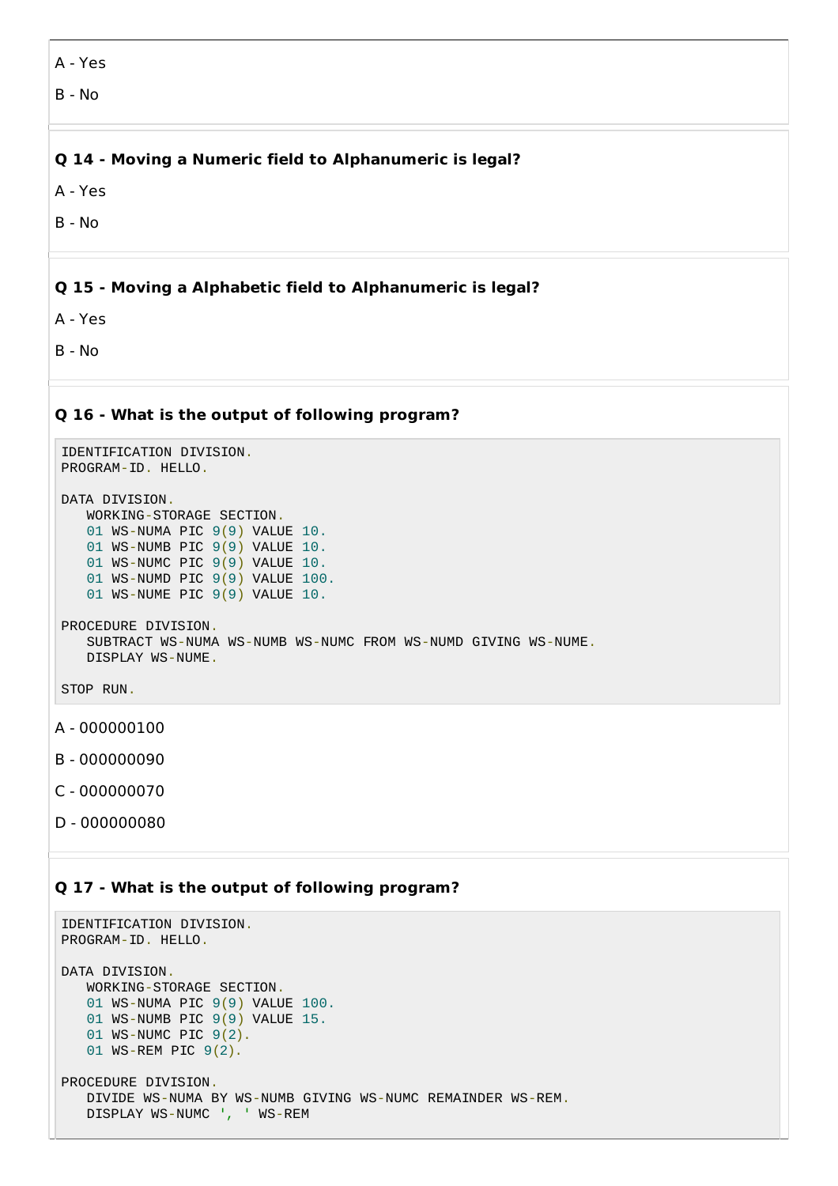A - Yes

B - No

**Q 14 - Moving a Numeric field to Alphanumeric is legal?**

A - Yes

B - No

**Q 15 - Moving a Alphabetic field to Alphanumeric is legal?**

A - Yes

B - No

**Q 16 - What is the output of following program?**

```
IDENTIFICATION DIVISION.
PROGRAM-ID. HELLO.

DATA DIVISION.
   WORKING-STORAGE SECTION.
   01 WS-NUMA PIC 9(9) VALUE 10.
   01 WS-NUMB PIC 9(9) VALUE 10.
   01 WS-NUMC PIC 9(9) VALUE 10.
   01 WS-NUMD PIC 9(9) VALUE 100.
   01 WS-NUME PIC 9(9) VALUE 10.

PROCEDURE DIVISION.
   SUBTRACT WS-NUMA WS-NUMB WS-NUMC FROM WS-NUMD GIVING WS-NUME.
   DISPLAY WS-NUME.

STOP RUN.
```

A - 000000100

B - 000000090

C - 000000070

D - 000000080

**Q 17 - What is the output of following program?**

```
IDENTIFICATION DIVISION.
PROGRAM-ID. HELLO.

DATA DIVISION.
   WORKING-STORAGE SECTION.
   01 WS-NUMA PIC 9(9) VALUE 100.
   01 WS-NUMB PIC 9(9) VALUE 15.
   01 WS-NUMC PIC 9(2).
   01 WS-REM PIC 9(2).

PROCEDURE DIVISION.
   DIVIDE WS-NUMA BY WS-NUMB GIVING WS-NUMC REMAINDER WS-REM.
   DISPLAY WS-NUMC ', ' WS-REM
```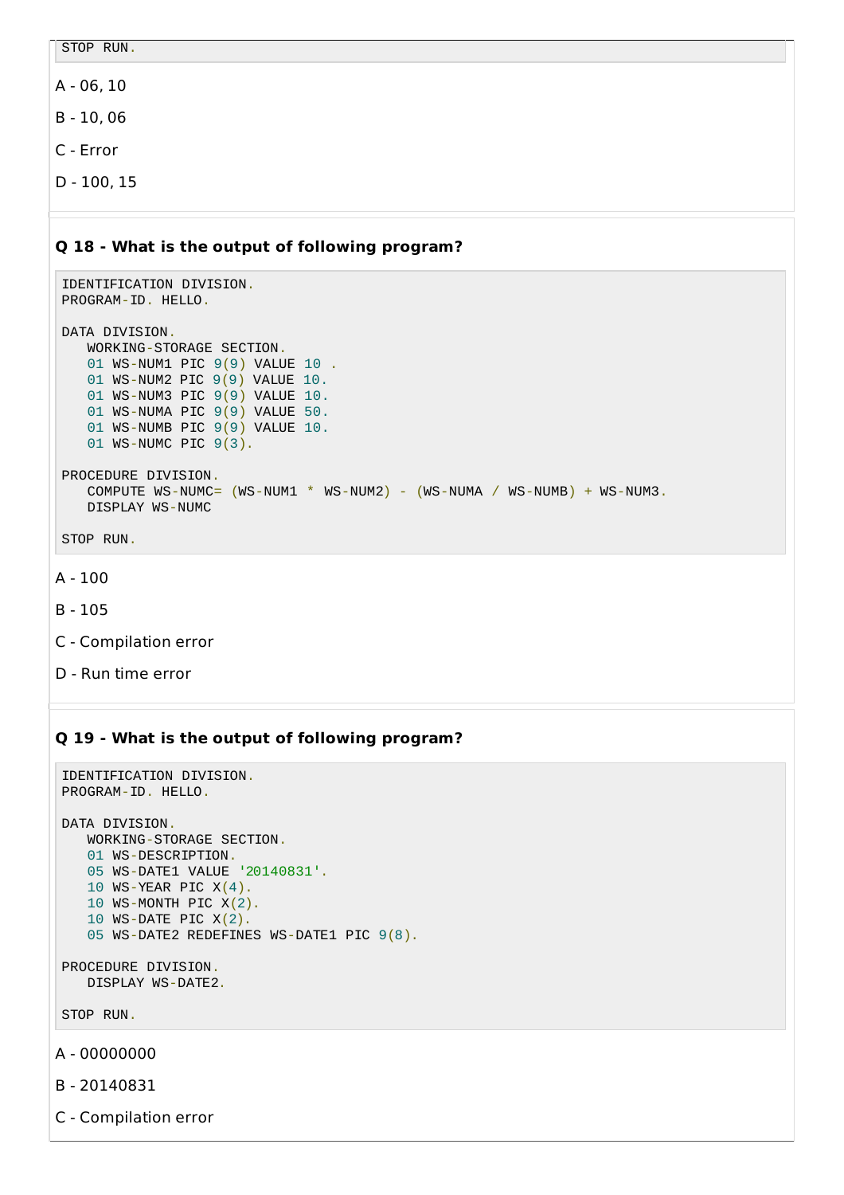```
STOP RUN.
```

A - 06, 10

B - 10, 06

C - Error

D - 100, 15

**Q 18 - What is the output of following program?**

```
IDENTIFICATION DIVISION.
PROGRAM-ID. HELLO.

DATA DIVISION.
   WORKING-STORAGE SECTION.
   01 WS-NUM1 PIC 9(9) VALUE 10 .
   01 WS-NUM2 PIC 9(9) VALUE 10.
   01 WS-NUM3 PIC 9(9) VALUE 10.
   01 WS-NUMA PIC 9(9) VALUE 50.
   01 WS-NUMB PIC 9(9) VALUE 10.
   01 WS-NUMC PIC 9(3).

PROCEDURE DIVISION.
   COMPUTE WS-NUMC= (WS-NUM1 * WS-NUM2) - (WS-NUMA / WS-NUMB) + WS-NUM3.
   DISPLAY WS-NUMC

STOP RUN.
```

A - 100

B - 105

C - Compilation error

D - Run time error

**Q 19 - What is the output of following program?**

```
IDENTIFICATION DIVISION.
PROGRAM-ID. HELLO.

DATA DIVISION.
   WORKING-STORAGE SECTION.
   01 WS-DESCRIPTION.
   05 WS-DATE1 VALUE '20140831'.
   10 WS-YEAR PIC X(4).
   10 WS-MONTH PIC X(2).
   10 WS-DATE PIC X(2).
   05 WS-DATE2 REDEFINES WS-DATE1 PIC 9(8).

PROCEDURE DIVISION.
   DISPLAY WS-DATE2.

STOP RUN.
```

A - 00000000

B - 20140831

C - Compilation error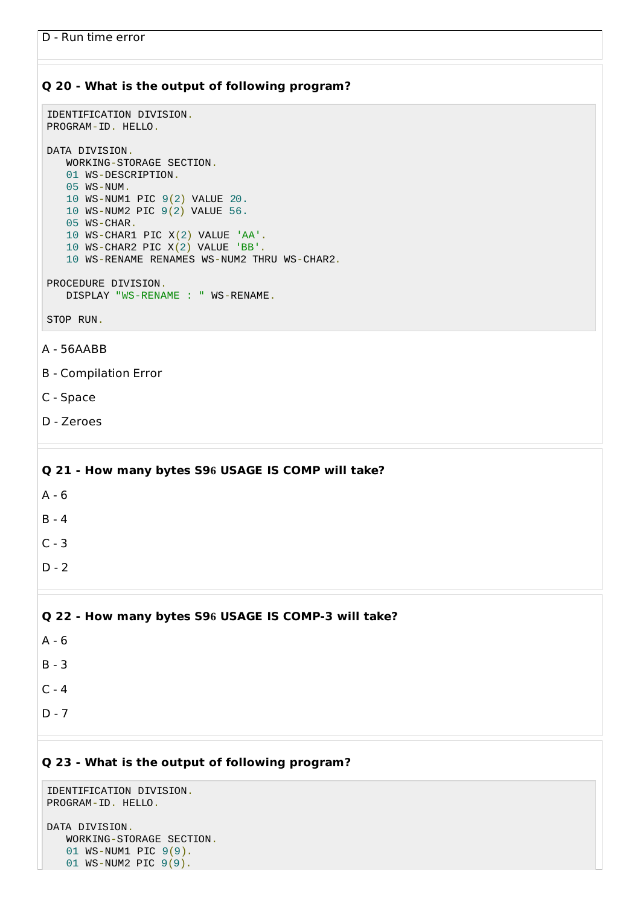D - Run time error

**Q 20 - What is the output of following program?**

```
IDENTIFICATION DIVISION.
PROGRAM-ID. HELLO.

DATA DIVISION.
   WORKING-STORAGE SECTION.
   01 WS-DESCRIPTION.
   05 WS-NUM.
   10 WS-NUM1 PIC 9(2) VALUE 20.
   10 WS-NUM2 PIC 9(2) VALUE 56.
   05 WS-CHAR.
   10 WS-CHAR1 PIC X(2) VALUE 'AA'.
   10 WS-CHAR2 PIC X(2) VALUE 'BB'.
   10 WS-RENAME RENAMES WS-NUM2 THRU WS-CHAR2.

PROCEDURE DIVISION.
   DISPLAY "WS-RENAME : " WS-RENAME.

STOP RUN.
```

A - 56AABB

B - Compilation Error

C - Space

D - Zeroes

**Q 21 - How many bytes S96 USAGE IS COMP will take?**

A - 6

B - 4

C - 3

D - 2

**Q 22 - How many bytes S96 USAGE IS COMP-3 will take?**

A - 6

B - 3

C - 4

D - 7

**Q 23 - What is the output of following program?**

```
IDENTIFICATION DIVISION.
PROGRAM-ID. HELLO.

DATA DIVISION.
   WORKING-STORAGE SECTION.
   01 WS-NUM1 PIC 9(9).
   01 WS-NUM2 PIC 9(9).
```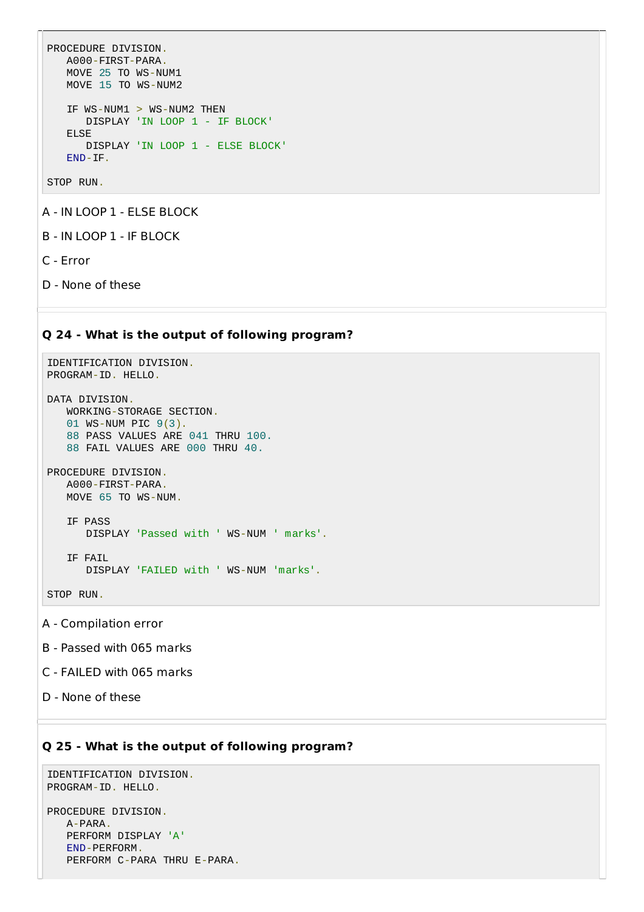```
PROCEDURE DIVISION.
   A000-FIRST-PARA.
   MOVE 25 TO WS-NUM1
   MOVE 15 TO WS-NUM2

   IF WS-NUM1 > WS-NUM2 THEN
      DISPLAY 'IN LOOP 1 - IF BLOCK'
   ELSE
      DISPLAY 'IN LOOP 1 - ELSE BLOCK'
   END-IF.

STOP RUN.
```

A - IN LOOP 1 - ELSE BLOCK

B - IN LOOP 1 - IF BLOCK

C - Error

D - None of these

### Q 24 - What is the output of following program?

```
IDENTIFICATION DIVISION.
PROGRAM-ID. HELLO.

DATA DIVISION.
   WORKING-STORAGE SECTION.
   01 WS-NUM PIC 9(3).
   88 PASS VALUES ARE 041 THRU 100.
   88 FAIL VALUES ARE 000 THRU 40.

PROCEDURE DIVISION.
   A000-FIRST-PARA.
   MOVE 65 TO WS-NUM.

   IF PASS
      DISPLAY 'Passed with ' WS-NUM ' marks'.

   IF FAIL
      DISPLAY 'FAILED with ' WS-NUM 'marks'.

STOP RUN.
```

A - Compilation error

B - Passed with 065 marks

C - FAILED with 065 marks

D - None of these

### Q 25 - What is the output of following program?

```
IDENTIFICATION DIVISION.
PROGRAM-ID. HELLO.

PROCEDURE DIVISION.
   A-PARA.
   PERFORM DISPLAY 'A'
   END-PERFORM.
   PERFORM C-PARA THRU E-PARA.
```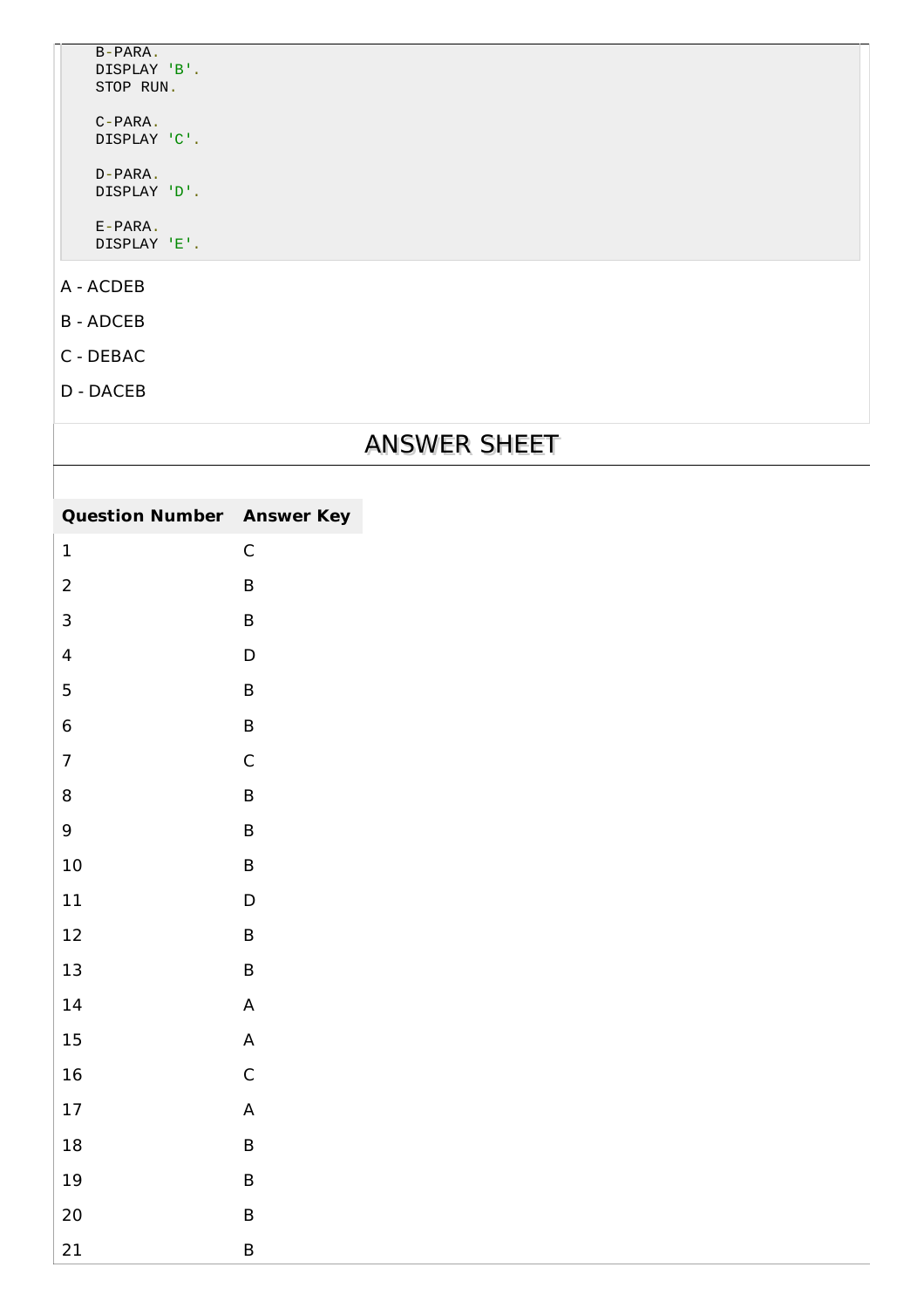```
    B-PARA.
    DISPLAY 'B'.
    STOP RUN.

    C-PARA.
    DISPLAY 'C'.

    D-PARA.
    DISPLAY 'D'.

    E-PARA.
    DISPLAY 'E'.
```

A - ACDEB

B - ADCEB

C - DEBAC

D - DACEB

## ANSWER SHEET

| Question Number | Answer Key |
|---|---|
| 1 | C |
| 2 | B |
| 3 | B |
| 4 | D |
| 5 | B |
| 6 | B |
| 7 | C |
| 8 | B |
| 9 | B |
| 10 | B |
| 11 | D |
| 12 | B |
| 13 | B |
| 14 | A |
| 15 | A |
| 16 | C |
| 17 | A |
| 18 | B |
| 19 | B |
| 20 | B |
| 21 | B |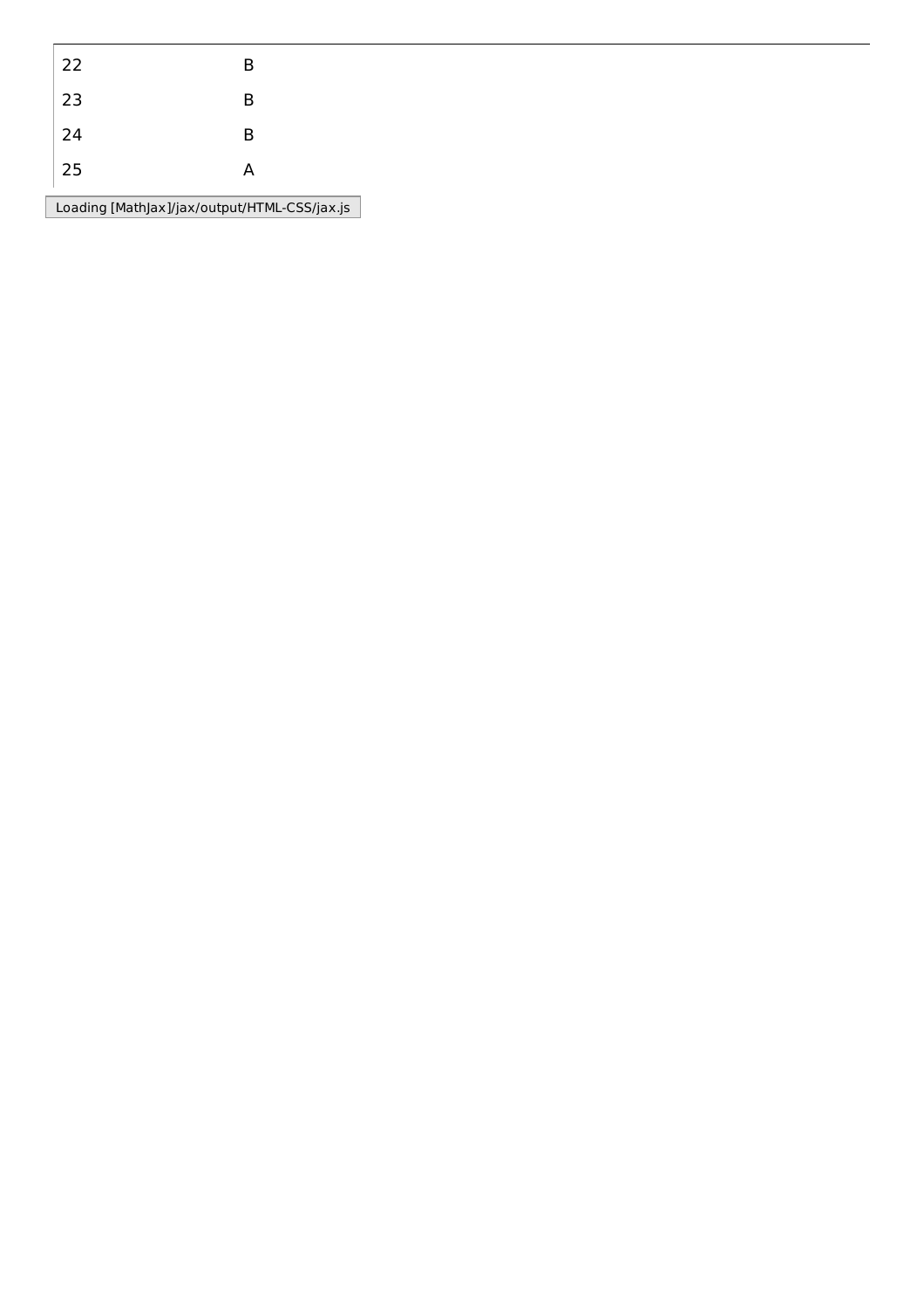| | |
|---|---|
| 22 | B |
| 23 | B |
| 24 | B |
| 25 | A |

Loading [MathJax]/jax/output/HTML-CSS/jax.js